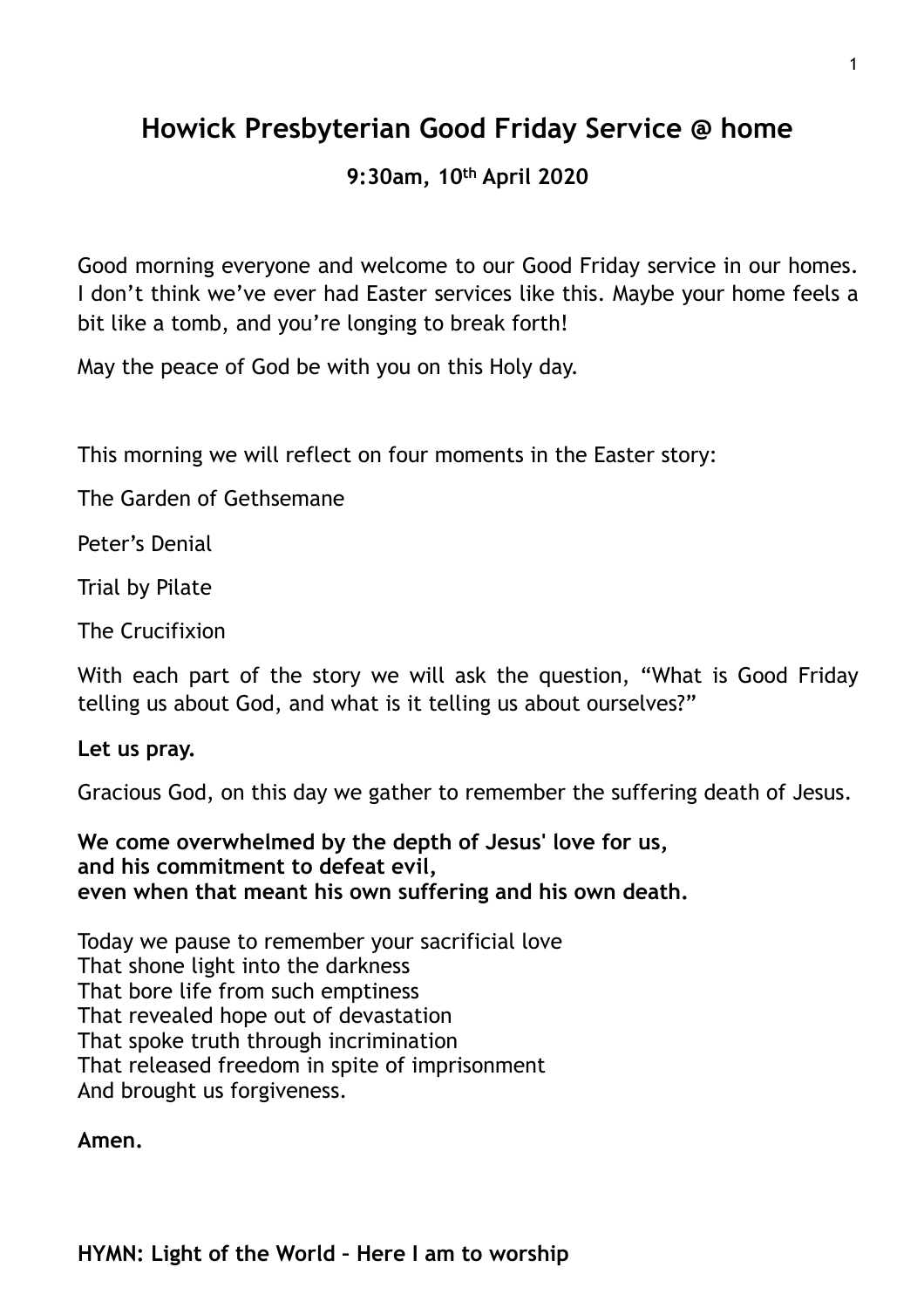# Howick Presbyterian Good Friday Service @ home

**9:30am, 10th April 2020**

Good morning everyone and welcome to our Good Friday service in our homes. I don't think we've ever had Easter services like this. Maybe your home feels a bit like a tomb, and you're longing to break forth!

May the peace of God be with you on this Holy day.

This morning we will reflect on four moments in the Easter story:

The Garden of Gethsemane

Peter's Denial

Trial by Pilate

The Crucifixion

With each part of the story we will ask the question, "What is Good Friday telling us about God, and what is it telling us about ourselves?"

**Let us pray.**

Gracious God, on this day we gather to remember the suffering death of Jesus.

**We come overwhelmed by the depth of Jesus' love for us,**
**and his commitment to defeat evil,**
**even when that meant his own suffering and his own death.**

Today we pause to remember your sacrificial love
That shone light into the darkness
That bore life from such emptiness
That revealed hope out of devastation
That spoke truth through incrimination
That released freedom in spite of imprisonment
And brought us forgiveness.

**Amen.**

**HYMN: Light of the World – Here I am to worship**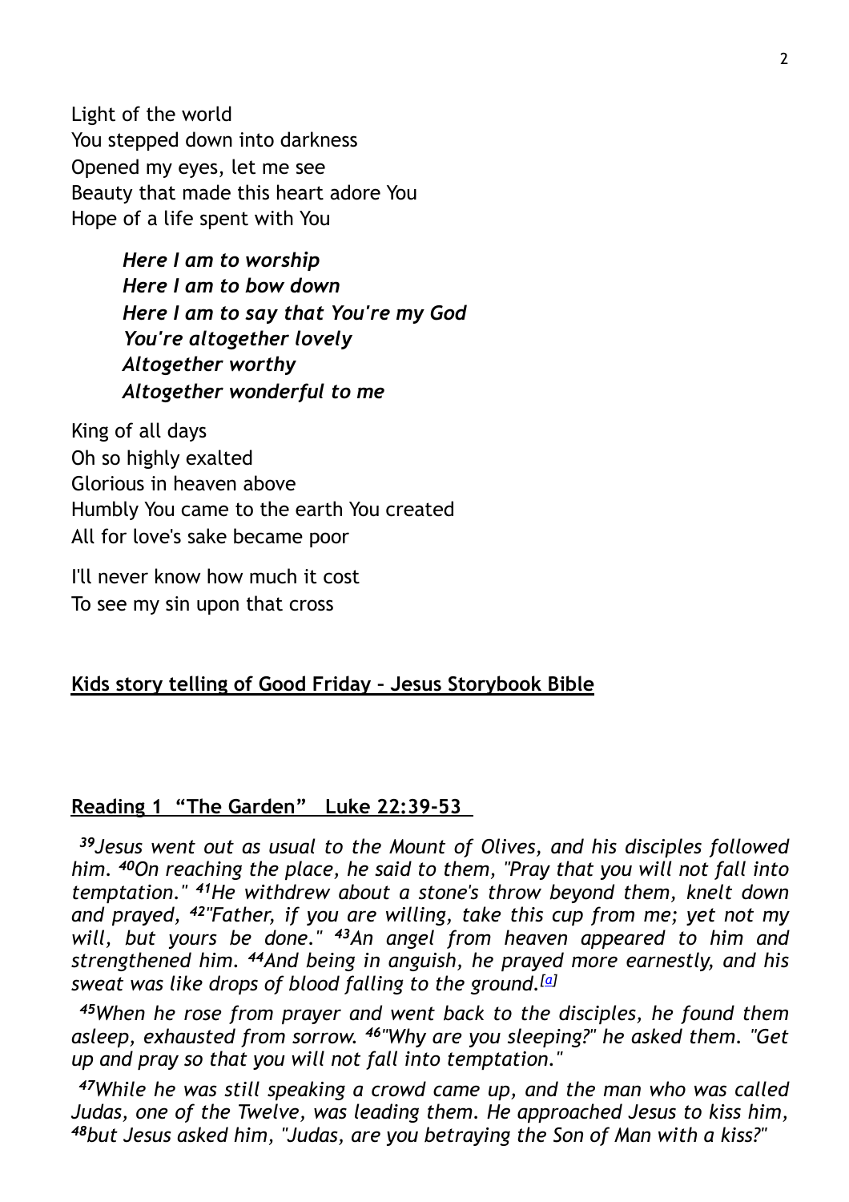Light of the world
You stepped down into darkness
Opened my eyes, let me see
Beauty that made this heart adore You
Hope of a life spent with You

> ***Here I am to worship***
> ***Here I am to bow down***
> ***Here I am to say that You're my God***
> ***You're altogether lovely***
> ***Altogether worthy***
> ***Altogether wonderful to me***

King of all days
Oh so highly exalted
Glorious in heaven above
Humbly You came to the earth You created
All for love's sake became poor

I'll never know how much it cost
To see my sin upon that cross

**Kids story telling of Good Friday – Jesus Storybook Bible**

**Reading 1 "The Garden" Luke 22:39-53**

*39 Jesus went out as usual to the Mount of Olives, and his disciples followed him. 40 On reaching the place, he said to them, "Pray that you will not fall into temptation." 41 He withdrew about a stone's throw beyond them, knelt down and prayed, 42 "Father, if you are willing, take this cup from me; yet not my will, but yours be done." 43 An angel from heaven appeared to him and strengthened him. 44 And being in anguish, he prayed more earnestly, and his sweat was like drops of blood falling to the ground.[a]*

*45 When he rose from prayer and went back to the disciples, he found them asleep, exhausted from sorrow. 46 "Why are you sleeping?" he asked them. "Get up and pray so that you will not fall into temptation."*

*47 While he was still speaking a crowd came up, and the man who was called Judas, one of the Twelve, was leading them. He approached Jesus to kiss him, 48 but Jesus asked him, "Judas, are you betraying the Son of Man with a kiss?"*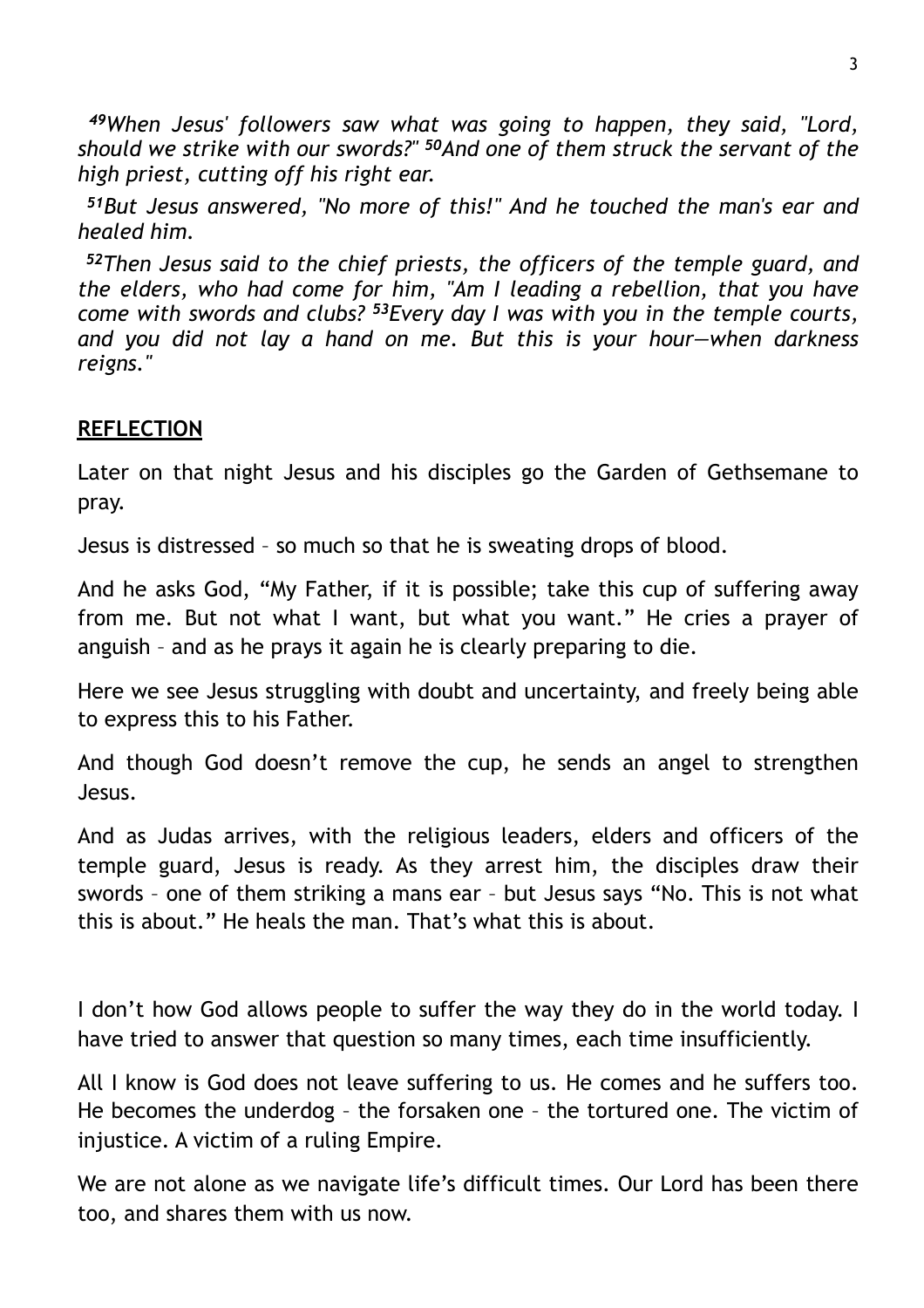*[49]When Jesus' followers saw what was going to happen, they said, "Lord, should we strike with our swords?" [50]And one of them struck the servant of the high priest, cutting off his right ear.*

*[51]But Jesus answered, "No more of this!" And he touched the man's ear and healed him.*

*[52]Then Jesus said to the chief priests, the officers of the temple guard, and the elders, who had come for him, "Am I leading a rebellion, that you have come with swords and clubs? [53]Every day I was with you in the temple courts, and you did not lay a hand on me. But this is your hour—when darkness reigns."*

**REFLECTION**

Later on that night Jesus and his disciples go the Garden of Gethsemane to pray.

Jesus is distressed – so much so that he is sweating drops of blood.

And he asks God, "My Father, if it is possible; take this cup of suffering away from me. But not what I want, but what you want." He cries a prayer of anguish – and as he prays it again he is clearly preparing to die.

Here we see Jesus struggling with doubt and uncertainty, and freely being able to express this to his Father.

And though God doesn't remove the cup, he sends an angel to strengthen Jesus.

And as Judas arrives, with the religious leaders, elders and officers of the temple guard, Jesus is ready. As they arrest him, the disciples draw their swords – one of them striking a mans ear – but Jesus says "No. This is not what this is about." He heals the man. That's what this is about.

I don't how God allows people to suffer the way they do in the world today. I have tried to answer that question so many times, each time insufficiently.

All I know is God does not leave suffering to us. He comes and he suffers too. He becomes the underdog – the forsaken one – the tortured one. The victim of injustice. A victim of a ruling Empire.

We are not alone as we navigate life's difficult times. Our Lord has been there too, and shares them with us now.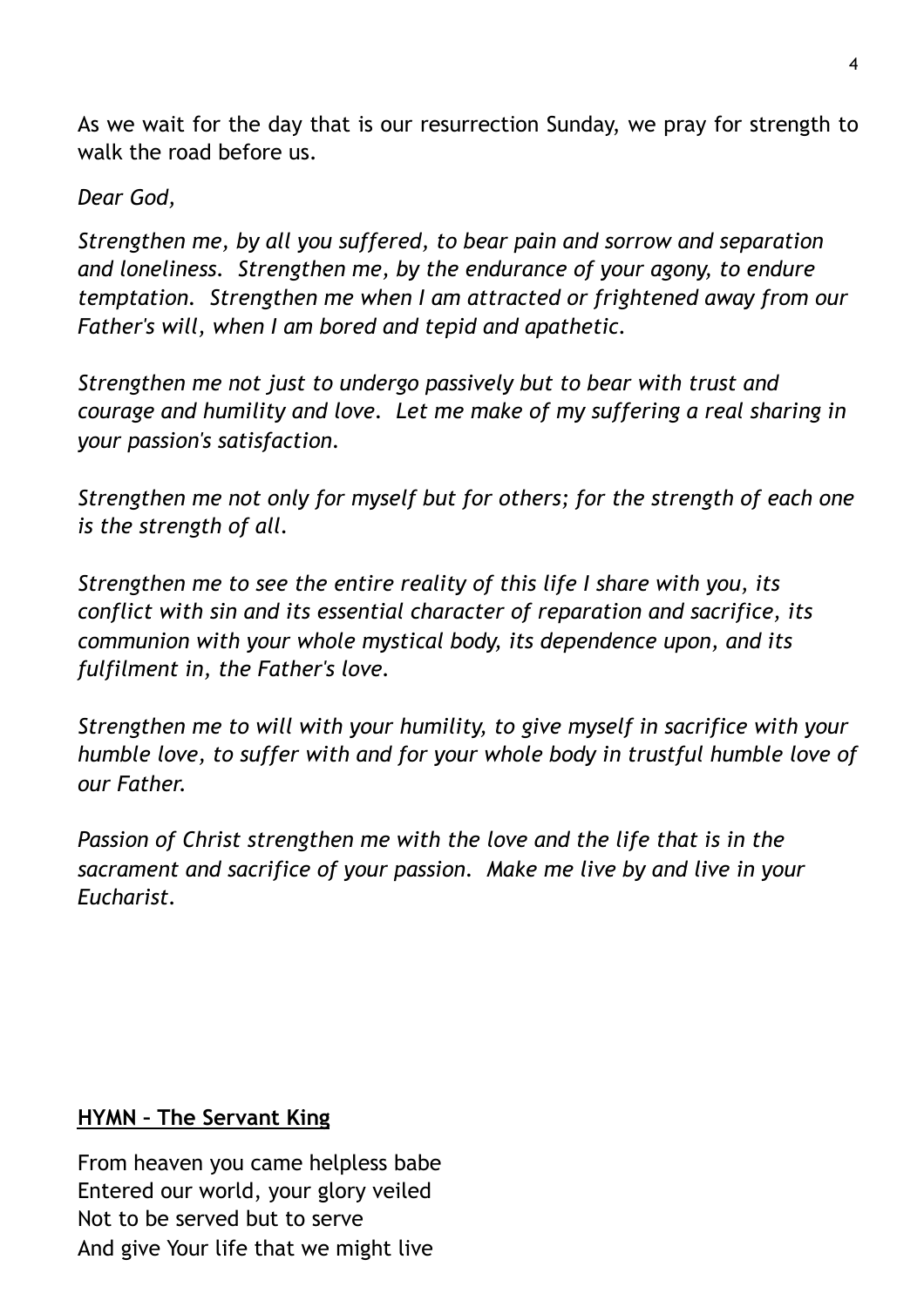As we wait for the day that is our resurrection Sunday, we pray for strength to walk the road before us.

*Dear God,*

*Strengthen me, by all you suffered, to bear pain and sorrow and separation and loneliness. Strengthen me, by the endurance of your agony, to endure temptation. Strengthen me when I am attracted or frightened away from our Father's will, when I am bored and tepid and apathetic.*

*Strengthen me not just to undergo passively but to bear with trust and courage and humility and love. Let me make of my suffering a real sharing in your passion's satisfaction.*

*Strengthen me not only for myself but for others; for the strength of each one is the strength of all.*

*Strengthen me to see the entire reality of this life I share with you, its conflict with sin and its essential character of reparation and sacrifice, its communion with your whole mystical body, its dependence upon, and its fulfilment in, the Father's love.*

*Strengthen me to will with your humility, to give myself in sacrifice with your humble love, to suffer with and for your whole body in trustful humble love of our Father.*

*Passion of Christ strengthen me with the love and the life that is in the sacrament and sacrifice of your passion. Make me live by and live in your Eucharist.*

**HYMN – The Servant King**

From heaven you came helpless babe
Entered our world, your glory veiled
Not to be served but to serve
And give Your life that we might live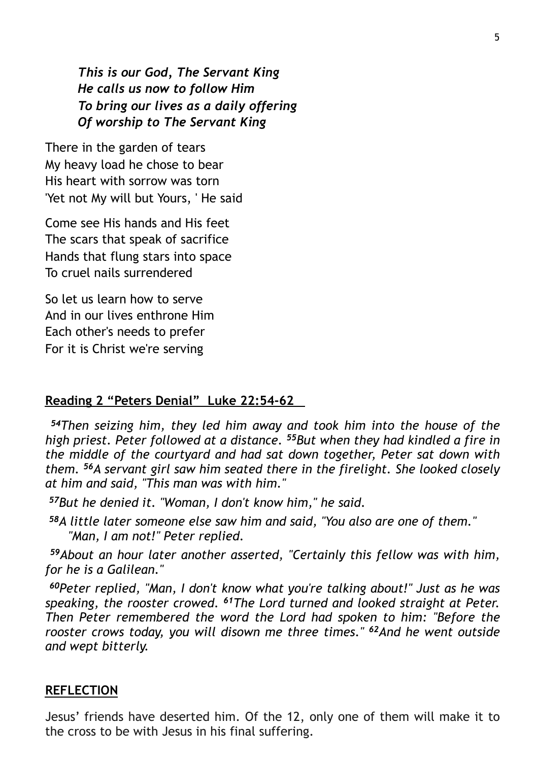***This is our God, The Servant King***
***He calls us now to follow Him***
***To bring our lives as a daily offering***
***Of worship to The Servant King***

There in the garden of tears
My heavy load he chose to bear
His heart with sorrow was torn
'Yet not My will but Yours, ' He said

Come see His hands and His feet
The scars that speak of sacrifice
Hands that flung stars into space
To cruel nails surrendered

So let us learn how to serve
And in our lives enthrone Him
Each other's needs to prefer
For it is Christ we're serving

**Reading 2 "Peters Denial" Luke 22:54-62**

*54Then seizing him, they led him away and took him into the house of the high priest. Peter followed at a distance. 55But when they had kindled a fire in the middle of the courtyard and had sat down together, Peter sat down with them. 56A servant girl saw him seated there in the firelight. She looked closely at him and said, "This man was with him."*

*57But he denied it. "Woman, I don't know him," he said.*

*58A little later someone else saw him and said, "You also are one of them."*
*"Man, I am not!" Peter replied.*

*59About an hour later another asserted, "Certainly this fellow was with him, for he is a Galilean."*

*60Peter replied, "Man, I don't know what you're talking about!" Just as he was speaking, the rooster crowed. 61The Lord turned and looked straight at Peter. Then Peter remembered the word the Lord had spoken to him: "Before the rooster crows today, you will disown me three times." 62And he went outside and wept bitterly.*

**REFLECTION**

Jesus' friends have deserted him. Of the 12, only one of them will make it to the cross to be with Jesus in his final suffering.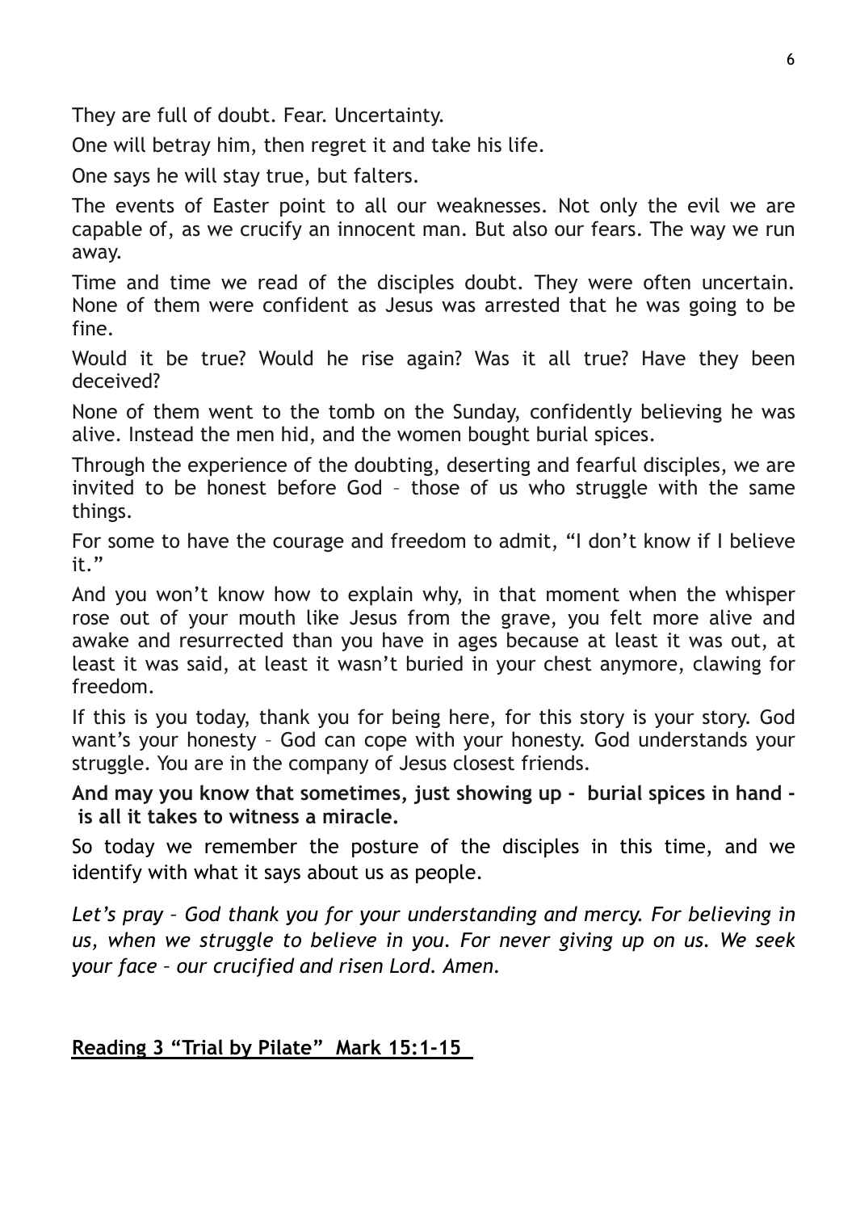They are full of doubt. Fear. Uncertainty.

One will betray him, then regret it and take his life.

One says he will stay true, but falters.

The events of Easter point to all our weaknesses. Not only the evil we are capable of, as we crucify an innocent man. But also our fears. The way we run away.

Time and time we read of the disciples doubt. They were often uncertain. None of them were confident as Jesus was arrested that he was going to be fine.

Would it be true? Would he rise again? Was it all true? Have they been deceived?

None of them went to the tomb on the Sunday, confidently believing he was alive. Instead the men hid, and the women bought burial spices.

Through the experience of the doubting, deserting and fearful disciples, we are invited to be honest before God – those of us who struggle with the same things.

For some to have the courage and freedom to admit, "I don't know if I believe it."

And you won't know how to explain why, in that moment when the whisper rose out of your mouth like Jesus from the grave, you felt more alive and awake and resurrected than you have in ages because at least it was out, at least it was said, at least it wasn't buried in your chest anymore, clawing for freedom.

If this is you today, thank you for being here, for this story is your story. God want's your honesty – God can cope with your honesty. God understands your struggle. You are in the company of Jesus closest friends.

**And may you know that sometimes, just showing up - burial spices in hand - is all it takes to witness a miracle.**

So today we remember the posture of the disciples in this time, and we identify with what it says about us as people.

*Let's pray – God thank you for your understanding and mercy. For believing in us, when we struggle to believe in you. For never giving up on us. We seek your face – our crucified and risen Lord. Amen.*

**Reading 3 "Trial by Pilate" Mark 15:1-15**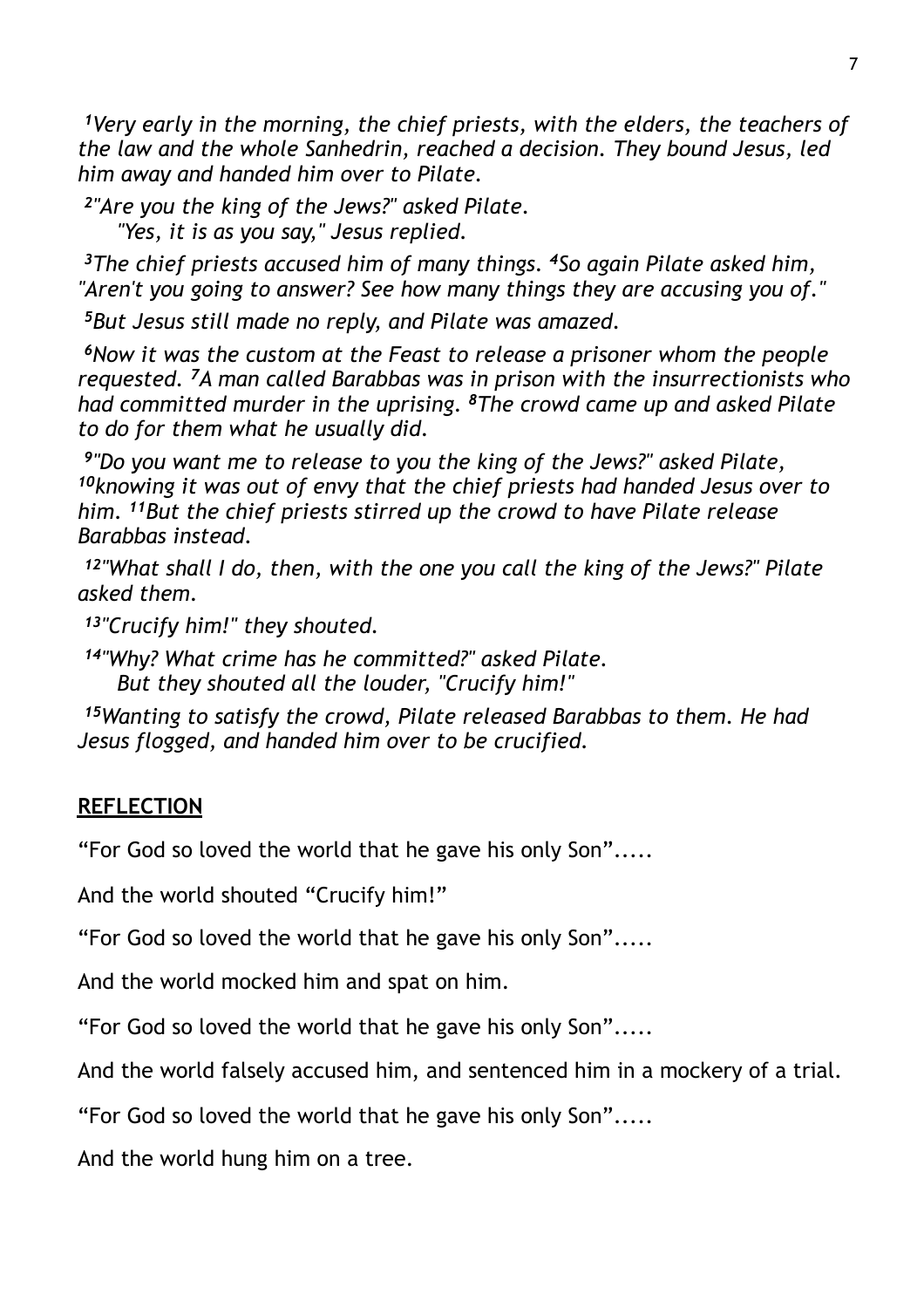*[1]Very early in the morning, the chief priests, with the elders, the teachers of the law and the whole Sanhedrin, reached a decision. They bound Jesus, led him away and handed him over to Pilate.*

*[2]"Are you the king of the Jews?" asked Pilate.*
*"Yes, it is as you say," Jesus replied.*

*[3]The chief priests accused him of many things. [4]So again Pilate asked him, "Aren't you going to answer? See how many things they are accusing you of."*

*[5]But Jesus still made no reply, and Pilate was amazed.*

*[6]Now it was the custom at the Feast to release a prisoner whom the people requested. [7]A man called Barabbas was in prison with the insurrectionists who had committed murder in the uprising. [8]The crowd came up and asked Pilate to do for them what he usually did.*

*[9]"Do you want me to release to you the king of the Jews?" asked Pilate, [10]knowing it was out of envy that the chief priests had handed Jesus over to him. [11]But the chief priests stirred up the crowd to have Pilate release Barabbas instead.*

*[12]"What shall I do, then, with the one you call the king of the Jews?" Pilate asked them.*

*[13]"Crucify him!" they shouted.*

*[14]"Why? What crime has he committed?" asked Pilate.*
*But they shouted all the louder, "Crucify him!"*

*[15]Wanting to satisfy the crowd, Pilate released Barabbas to them. He had Jesus flogged, and handed him over to be crucified.*

## **REFLECTION**

"For God so loved the world that he gave his only Son".....

And the world shouted "Crucify him!"

"For God so loved the world that he gave his only Son".....

And the world mocked him and spat on him.

"For God so loved the world that he gave his only Son".....

And the world falsely accused him, and sentenced him in a mockery of a trial.

"For God so loved the world that he gave his only Son".....

And the world hung him on a tree.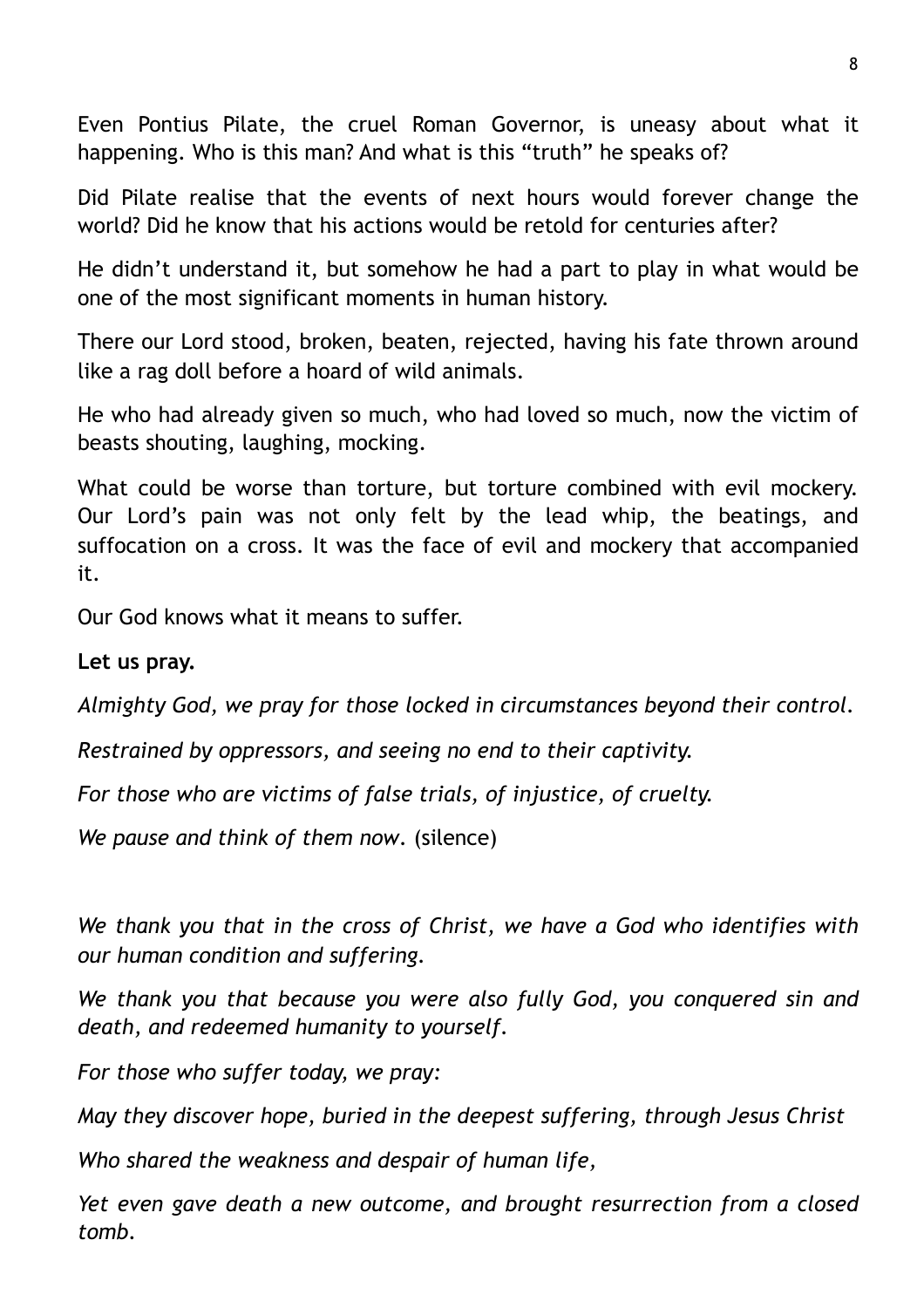Even Pontius Pilate, the cruel Roman Governor, is uneasy about what it happening. Who is this man? And what is this "truth" he speaks of?

Did Pilate realise that the events of next hours would forever change the world? Did he know that his actions would be retold for centuries after?

He didn't understand it, but somehow he had a part to play in what would be one of the most significant moments in human history.

There our Lord stood, broken, beaten, rejected, having his fate thrown around like a rag doll before a hoard of wild animals.

He who had already given so much, who had loved so much, now the victim of beasts shouting, laughing, mocking.

What could be worse than torture, but torture combined with evil mockery. Our Lord's pain was not only felt by the lead whip, the beatings, and suffocation on a cross. It was the face of evil and mockery that accompanied it.

Our God knows what it means to suffer.

**Let us pray.**

*Almighty God, we pray for those locked in circumstances beyond their control.*

*Restrained by oppressors, and seeing no end to their captivity.*

*For those who are victims of false trials, of injustice, of cruelty.*

*We pause and think of them now.* (silence)

*We thank you that in the cross of Christ, we have a God who identifies with our human condition and suffering.*

*We thank you that because you were also fully God, you conquered sin and death, and redeemed humanity to yourself.*

*For those who suffer today, we pray:*

*May they discover hope, buried in the deepest suffering, through Jesus Christ*

*Who shared the weakness and despair of human life,*

*Yet even gave death a new outcome, and brought resurrection from a closed tomb.*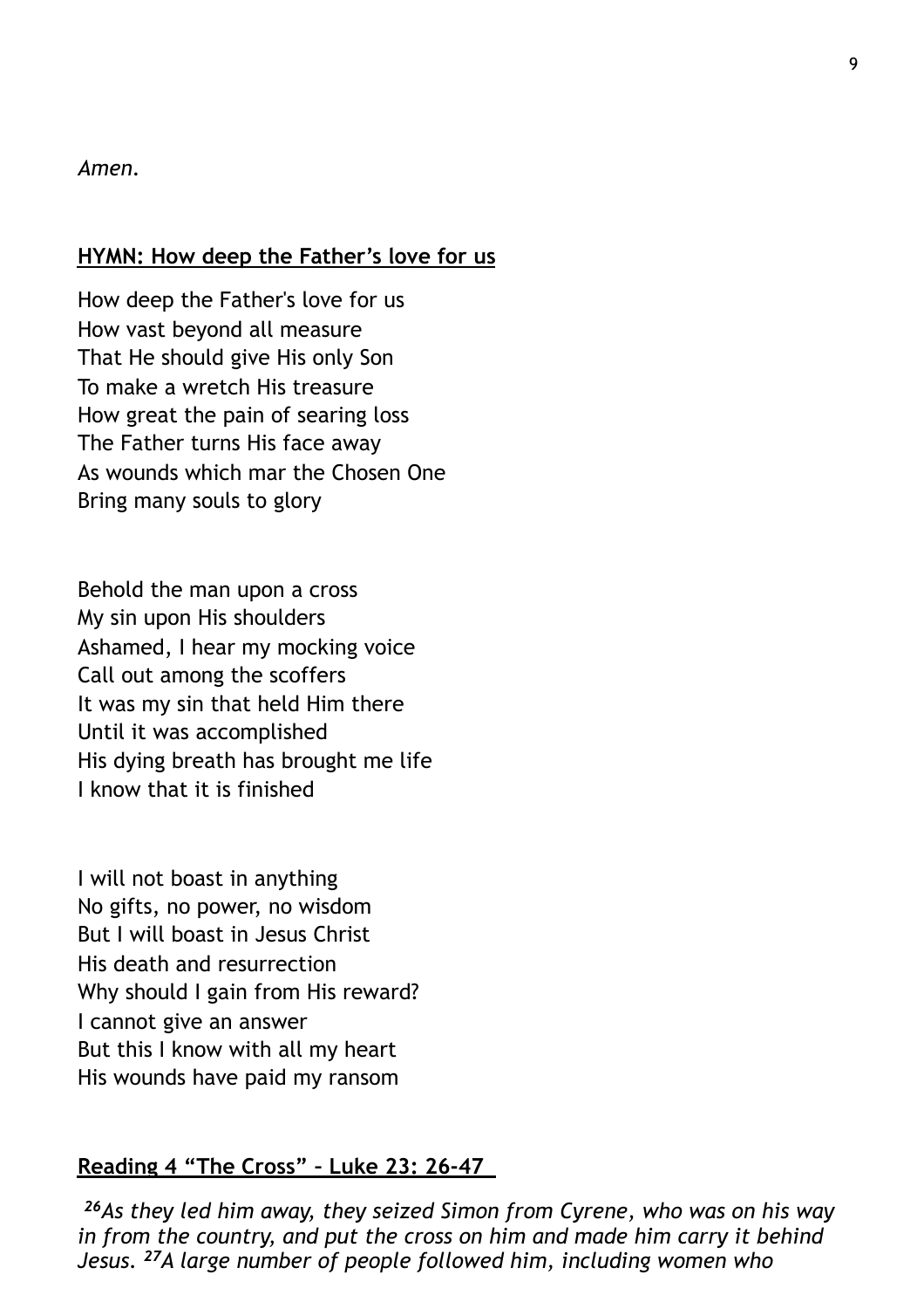*Amen.*

**HYMN: How deep the Father's love for us**

How deep the Father's love for us
How vast beyond all measure
That He should give His only Son
To make a wretch His treasure
How great the pain of searing loss
The Father turns His face away
As wounds which mar the Chosen One
Bring many souls to glory

Behold the man upon a cross
My sin upon His shoulders
Ashamed, I hear my mocking voice
Call out among the scoffers
It was my sin that held Him there
Until it was accomplished
His dying breath has brought me life
I know that it is finished

I will not boast in anything
No gifts, no power, no wisdom
But I will boast in Jesus Christ
His death and resurrection
Why should I gain from His reward?
I cannot give an answer
But this I know with all my heart
His wounds have paid my ransom

**Reading 4 "The Cross" – Luke 23: 26-47**

*[26]As they led him away, they seized Simon from Cyrene, who was on his way in from the country, and put the cross on him and made him carry it behind Jesus. [27]A large number of people followed him, including women who*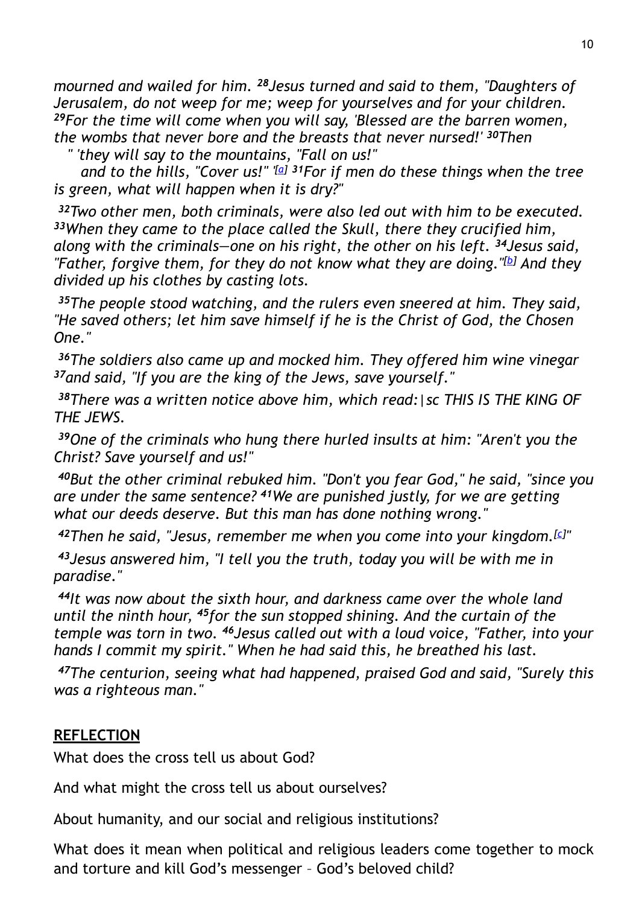*mourned and wailed for him. [28]Jesus turned and said to them, "Daughters of Jerusalem, do not weep for me; weep for yourselves and for your children. [29]For the time will come when you will say, 'Blessed are the barren women, the wombs that never bore and the breasts that never nursed!' [30]Then*

*" 'they will say to the mountains, "Fall on us!"*

*and to the hills, "Cover us!" '[a] [31]For if men do these things when the tree is green, what will happen when it is dry?"*

*[32]Two other men, both criminals, were also led out with him to be executed. [33]When they came to the place called the Skull, there they crucified him, along with the criminals—one on his right, the other on his left. [34]Jesus said, "Father, forgive them, for they do not know what they are doing."[b] And they divided up his clothes by casting lots.*

*[35]The people stood watching, and the rulers even sneered at him. They said, "He saved others; let him save himself if he is the Christ of God, the Chosen One."*

*[36]The soldiers also came up and mocked him. They offered him wine vinegar [37]and said, "If you are the king of the Jews, save yourself."*

*[38]There was a written notice above him, which read:|sc THIS IS THE KING OF THE JEWS.*

*[39]One of the criminals who hung there hurled insults at him: "Aren't you the Christ? Save yourself and us!"*

*[40]But the other criminal rebuked him. "Don't you fear God," he said, "since you are under the same sentence? [41]We are punished justly, for we are getting what our deeds deserve. But this man has done nothing wrong."*

*[42]Then he said, "Jesus, remember me when you come into your kingdom.[c]"*

*[43]Jesus answered him, "I tell you the truth, today you will be with me in paradise."*

*[44]It was now about the sixth hour, and darkness came over the whole land until the ninth hour, [45]for the sun stopped shining. And the curtain of the temple was torn in two. [46]Jesus called out with a loud voice, "Father, into your hands I commit my spirit." When he had said this, he breathed his last.*

*[47]The centurion, seeing what had happened, praised God and said, "Surely this was a righteous man."*

**REFLECTION**

What does the cross tell us about God?

And what might the cross tell us about ourselves?

About humanity, and our social and religious institutions?

What does it mean when political and religious leaders come together to mock and torture and kill God's messenger – God's beloved child?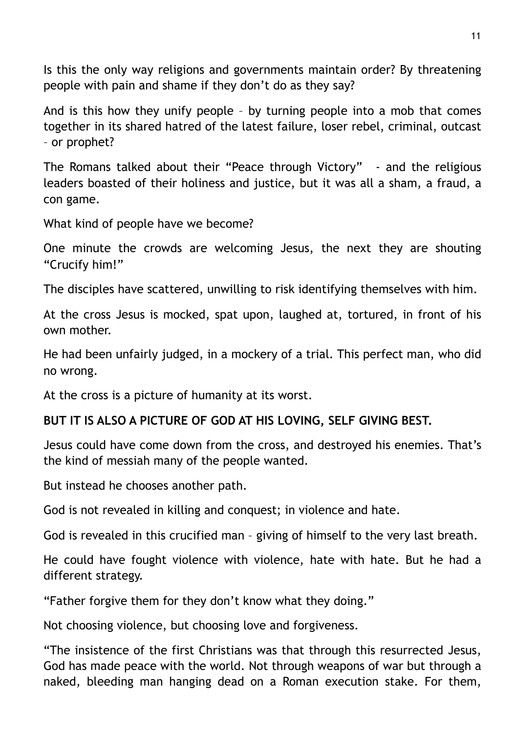Is this the only way religions and governments maintain order? By threatening people with pain and shame if they don't do as they say?

And is this how they unify people – by turning people into a mob that comes together in its shared hatred of the latest failure, loser rebel, criminal, outcast – or prophet?

The Romans talked about their "Peace through Victory"  - and the religious leaders boasted of their holiness and justice, but it was all a sham, a fraud, a con game.

What kind of people have we become?

One minute the crowds are welcoming Jesus, the next they are shouting "Crucify him!"

The disciples have scattered, unwilling to risk identifying themselves with him.

At the cross Jesus is mocked, spat upon, laughed at, tortured, in front of his own mother.

He had been unfairly judged, in a mockery of a trial. This perfect man, who did no wrong.

At the cross is a picture of humanity at its worst.

**BUT IT IS ALSO A PICTURE OF GOD AT HIS LOVING, SELF GIVING BEST.**

Jesus could have come down from the cross, and destroyed his enemies. That's the kind of messiah many of the people wanted.

But instead he chooses another path.

God is not revealed in killing and conquest; in violence and hate.

God is revealed in this crucified man – giving of himself to the very last breath.

He could have fought violence with violence, hate with hate. But he had a different strategy.

"Father forgive them for they don't know what they doing."

Not choosing violence, but choosing love and forgiveness.

"The insistence of the first Christians was that through this resurrected Jesus, God has made peace with the world. Not through weapons of war but through a naked, bleeding man hanging dead on a Roman execution stake. For them,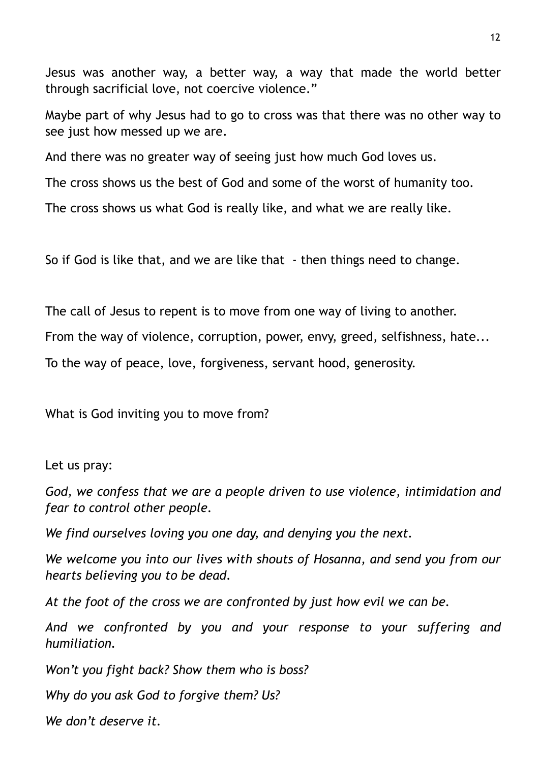Jesus was another way, a better way, a way that made the world better through sacrificial love, not coercive violence."

Maybe part of why Jesus had to go to cross was that there was no other way to see just how messed up we are.

And there was no greater way of seeing just how much God loves us.

The cross shows us the best of God and some of the worst of humanity too.

The cross shows us what God is really like, and what we are really like.

So if God is like that, and we are like that - then things need to change.

The call of Jesus to repent is to move from one way of living to another.

From the way of violence, corruption, power, envy, greed, selfishness, hate...

To the way of peace, love, forgiveness, servant hood, generosity.

What is God inviting you to move from?

Let us pray:

*God, we confess that we are a people driven to use violence, intimidation and fear to control other people.*

*We find ourselves loving you one day, and denying you the next.*

*We welcome you into our lives with shouts of Hosanna, and send you from our hearts believing you to be dead.*

*At the foot of the cross we are confronted by just how evil we can be.*

*And we confronted by you and your response to your suffering and humiliation.*

*Won't you fight back? Show them who is boss?*

*Why do you ask God to forgive them? Us?*

*We don't deserve it.*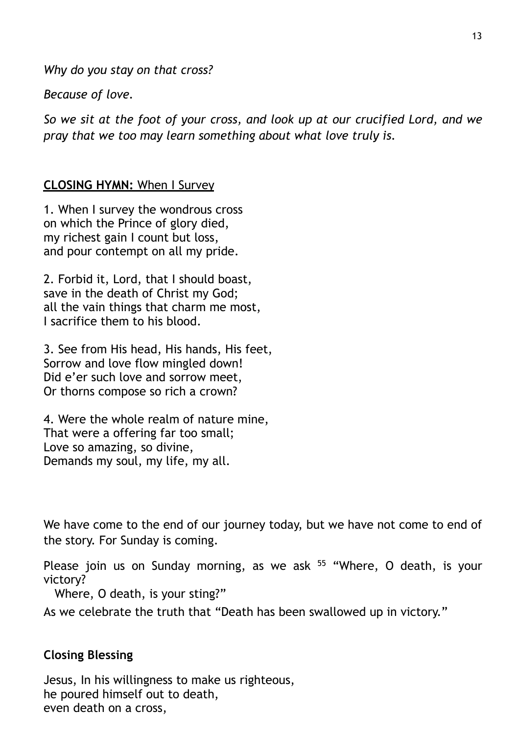*Why do you stay on that cross?*

*Because of love.*

*So we sit at the foot of your cross, and look up at our crucified Lord, and we pray that we too may learn something about what love truly is.*

**CLOSING HYMN:** When I Survey

1. When I survey the wondrous cross
on which the Prince of glory died,
my richest gain I count but loss,
and pour contempt on all my pride.

2. Forbid it, Lord, that I should boast,
save in the death of Christ my God;
all the vain things that charm me most,
I sacrifice them to his blood.

3. See from His head, His hands, His feet,
Sorrow and love flow mingled down!
Did e'er such love and sorrow meet,
Or thorns compose so rich a crown?

4. Were the whole realm of nature mine,
That were a offering far too small;
Love so amazing, so divine,
Demands my soul, my life, my all.

We have come to the end of our journey today, but we have not come to end of the story. For Sunday is coming.

Please join us on Sunday morning, as we ask [55] "Where, O death, is your victory?
  Where, O death, is your sting?"

As we celebrate the truth that "Death has been swallowed up in victory."

**Closing Blessing**

Jesus, In his willingness to make us righteous,
he poured himself out to death,
even death on a cross,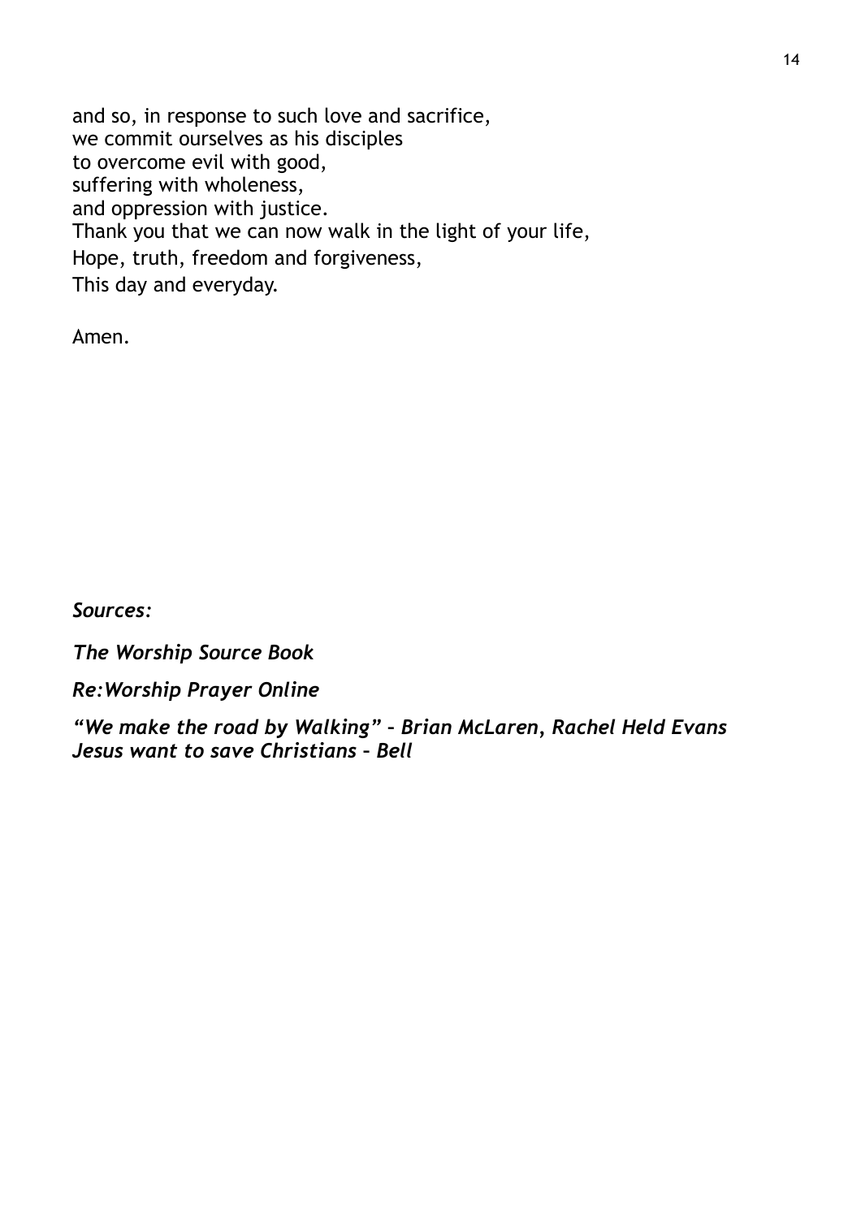and so, in response to such love and sacrifice,  
we commit ourselves as his disciples  
to overcome evil with good,  
suffering with wholeness,  
and oppression with justice.  
Thank you that we can now walk in the light of your life,  
Hope, truth, freedom and forgiveness,  
This day and everyday.

Amen.

***Sources:***

***The Worship Source Book***

***Re:Worship Prayer Online***

***"We make the road by Walking" – Brian McLaren, Rachel Held Evans***  
***Jesus want to save Christians – Bell***